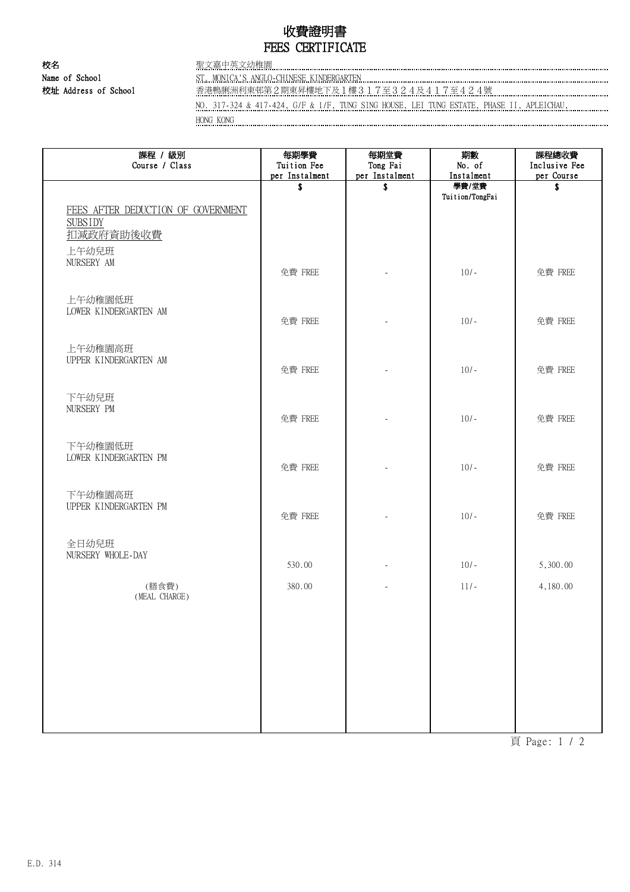# 收費證明書
# FEES CERTIFICATE

**校名**
**Name of School** 聖文嘉中英文幼稚園
ST. MONICA'S ANGLO-CHINESE KINDERGARTEN

**校址 Address of School** 香港鴨脷洲利東邨第２期東昇樓地下及１樓３１７至３２４及４１７至４２４號
NO. 317-324 & 417-424, G/F & 1/F, TUNG SING HOUSE, LEI TUNG ESTATE, PHASE II, APLEICHAU, HONG KONG

| 課程 / 級別<br>Course / Class | 每期學費<br>Tuition Fee<br>per Instalment | 每期堂費<br>Tong Fai<br>per Instalment | 期數<br>No. of<br>Instalment | 課程總收費<br>Inclusive Fee<br>per Course |
|---|---|---|---|---|
| | $ | $ | 學費/堂費<br>Tuition/TongFai | $ |
| FEES AFTER DEDUCTION OF GOVERNMENT SUBSIDY<br>扣減政府資助後收費 | | | | |
| 上午幼兒班<br>NURSERY AM | 免費 FREE | - | 10/- | 免費 FREE |
| 上午幼稚園低班<br>LOWER KINDERGARTEN AM | 免費 FREE | - | 10/- | 免費 FREE |
| 上午幼稚園高班<br>UPPER KINDERGARTEN AM | 免費 FREE | - | 10/- | 免費 FREE |
| 下午幼兒班<br>NURSERY PM | 免費 FREE | - | 10/- | 免費 FREE |
| 下午幼稚園低班<br>LOWER KINDERGARTEN PM | 免費 FREE | - | 10/- | 免費 FREE |
| 下午幼稚園高班<br>UPPER KINDERGARTEN PM | 免費 FREE | - | 10/- | 免費 FREE |
| 全日幼兒班<br>NURSERY WHOLE-DAY | 530.00 | - | 10/- | 5,300.00 |
| (膳食費)<br>(MEAL CHARGE) | 380.00 | - | 11/- | 4,180.00 |

E.D. 314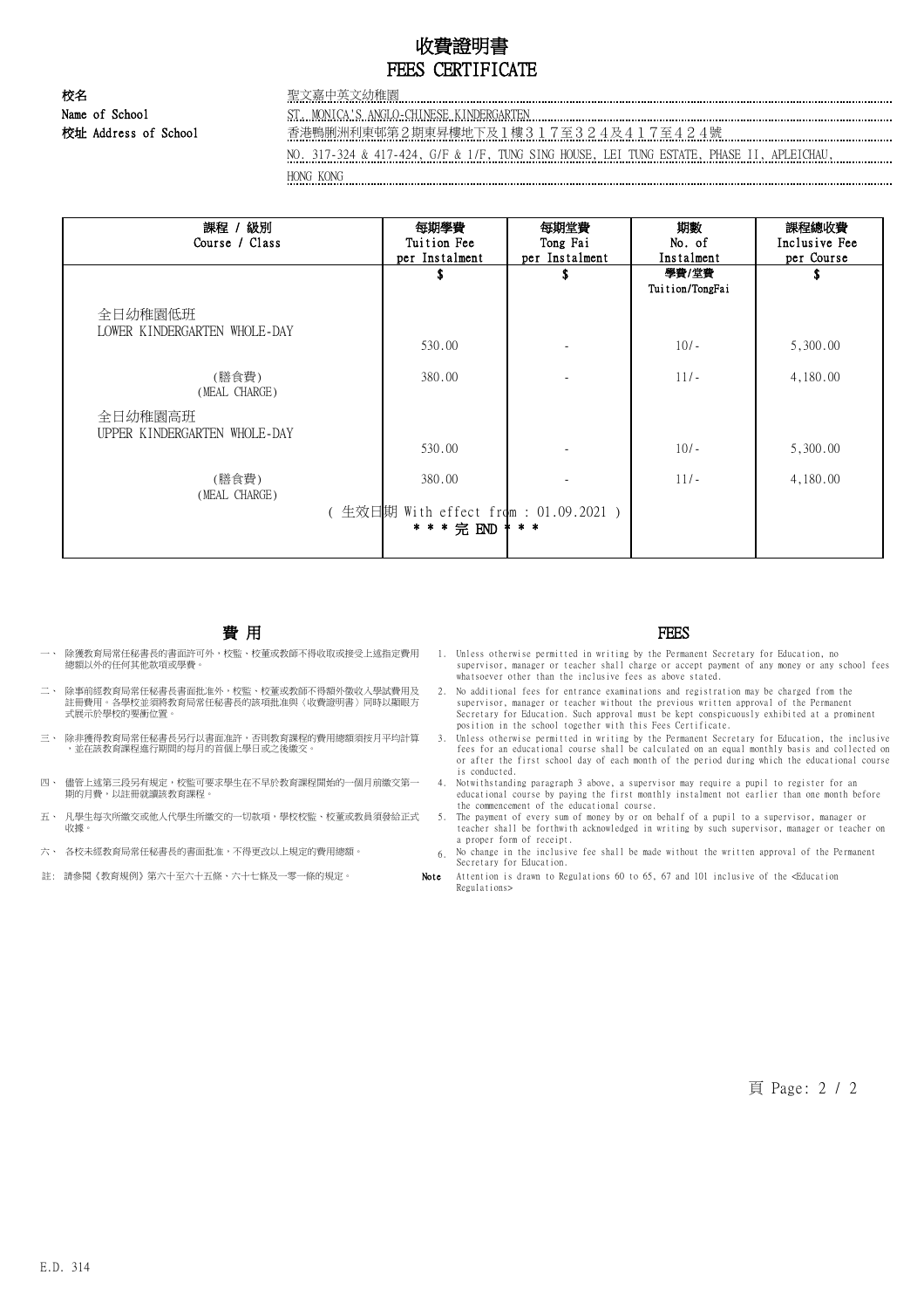# 收費證明書
# FEES CERTIFICATE

**校名** 聖文嘉中英文幼稚園

**Name of School** ST. MONICA'S ANGLO-CHINESE KINDERGARTEN

**校址 Address of School** 香港鴨脷洲利東邨第２期東昇樓地下及１樓３１７至３２４及４１７至４２４號

NO. 317-324 & 417-424, G/F & 1/F, TUNG SING HOUSE, LEI TUNG ESTATE, PHASE II, APLEICHAU, HONG KONG

| 課程 / 級別<br>Course / Class | 每期學費<br>Tuition Fee<br>per Instalment | 每期堂費<br>Tong Fai<br>per Instalment | 期數<br>No. of<br>Instalment | 課程總收費<br>Inclusive Fee<br>per Course |
|---|---|---|---|---|
| | $ | $ | 學費/堂費<br>Tuition/TongFai | $ |
| 全日幼稚園低班<br>LOWER KINDERGARTEN WHOLE-DAY | 530.00 | - | 10/- | 5,300.00 |
| (膳食費)<br>(MEAL CHARGE) | 380.00 | - | 11/- | 4,180.00 |
| 全日幼稚園高班<br>UPPER KINDERGARTEN WHOLE-DAY | 530.00 | - | 10/- | 5,300.00 |
| (膳食費)<br>(MEAL CHARGE) | 380.00 | - | 11/- | 4,180.00 |
| ( 生效日期 With effect from : 01.09.2021 )<br>* * * 完 END * * * | | | | |

## 費 用

一、 除獲教育局常任秘書長的書面許可外，校監、校董或教師不得收取或接受上述指定費用總額以外的任何其他款項或學費。

二、 除事前經教育局常任秘書長書面批准外，校監、校董或教師不得額外徵收入學試費用及註冊費用。各學校並須將教育局常任秘書長的該項批准與〈收費證明書〉同時以顯眼方式展示於學校的要眼位置。

三、 除非獲得教育局常任秘書長另行以書面准許，否則教育課程的費用總額須按月平均計算，並在該教育課程進行期間的每月的首個上學日或之後繳交。

四、 儘管上述第三段另有規定，校監可要求學生在不早於教育課程開始的一個月前繳交第一期的月費，以註冊就讀該教育課程。

五、 凡學生每次所繳交或他人代學生所繳交的一切款項，學校校監、校董或教員須發給正式收據。

六、 各校未經教育局常任秘書長的書面批准，不得更改以上規定的費用總額。

註: 請參閱《教育規例》第六十至六十五條、六十七條及一零一條的規定。

## FEES

1. Unless otherwise permitted in writing by the Permanent Secretary for Education, no supervisor, manager or teacher shall charge or accept payment of any money or any school fees whatsoever other than the inclusive fees as above stated.
2. No additional fees for entrance examinations and registration may be charged from the supervisor, manager or teacher without the previous written approval of the Permanent Secretary for Education. Such approval must be kept conspicuously exhibited at a prominent position in the school together with this Fees Certificate.
3. Unless otherwise permitted in writing by the Permanent Secretary for Education, the inclusive fees for an educational course shall be calculated on an equal monthly basis and collected on or after the first school day of each month of the period during which the educational course is conducted.
4. Notwithstanding paragraph 3 above, a supervisor may require a pupil to register for an educational course by paying the first monthly instalment not earlier than one month before the commencement of the educational course.
5. The payment of every sum of money by or on behalf of a pupil to a supervisor, manager or teacher shall be forthwith acknowledged in writing by such supervisor, manager or teacher on a proper form of receipt.
6. No change in the inclusive fee shall be made without the written approval of the Permanent Secretary for Education.

**Note** Attention is drawn to Regulations 60 to 65, 67 and 101 inclusive of the <Education Regulations>

E.D. 314